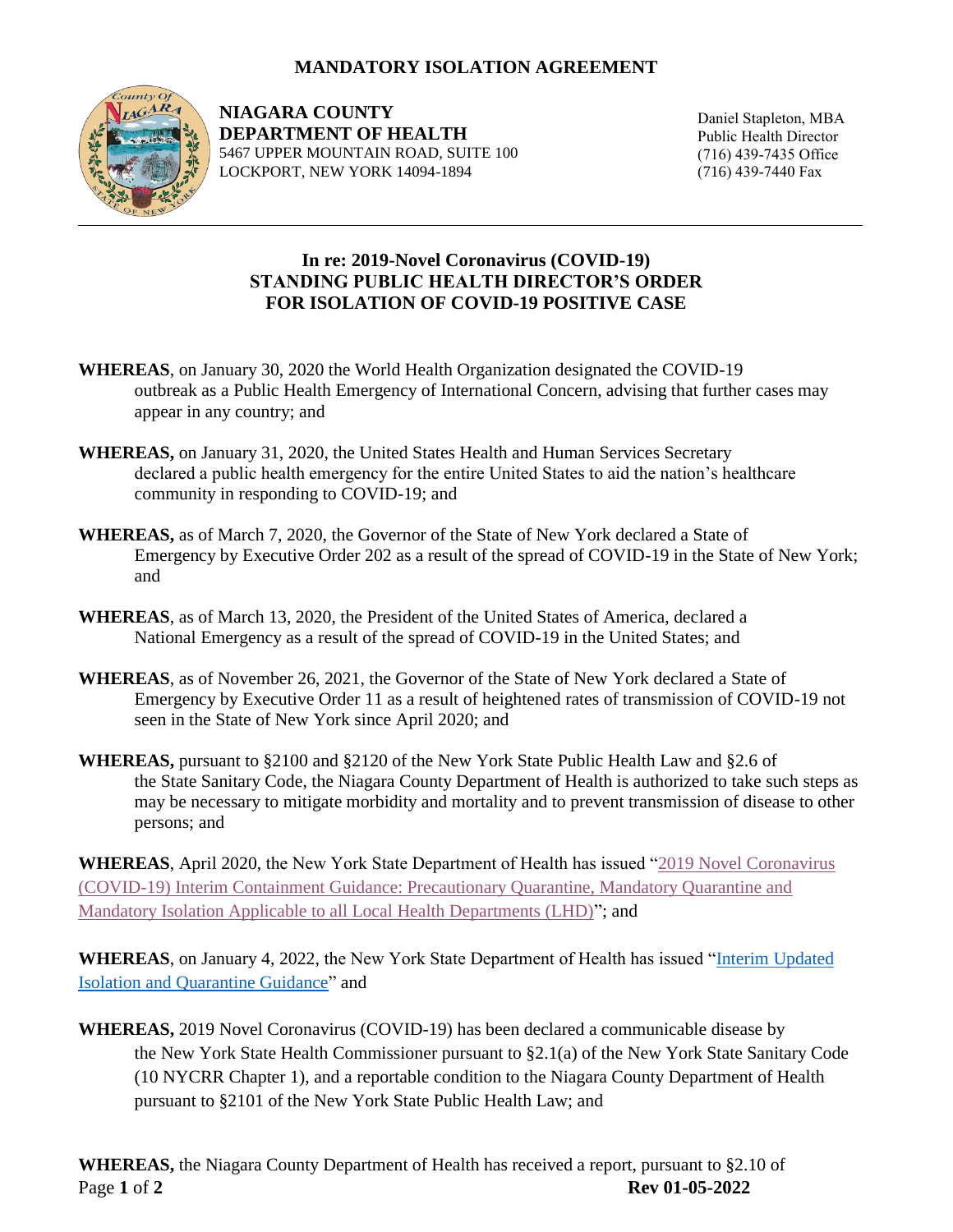# MANDATORY ISOLATION AGREEMENT

**NIAGARA COUNTY**
**DEPARTMENT OF HEALTH**
5467 UPPER MOUNTAIN ROAD, SUITE 100
LOCKPORT, NEW YORK 14094-1894

Daniel Stapleton, MBA
Public Health Director
(716) 439-7435 Office
(716) 439-7440 Fax

## In re: 2019-Novel Coronavirus (COVID-19)
## STANDING PUBLIC HEALTH DIRECTOR'S ORDER
## FOR ISOLATION OF COVID-19 POSITIVE CASE

**WHEREAS**, on January 30, 2020 the World Health Organization designated the COVID-19 outbreak as a Public Health Emergency of International Concern, advising that further cases may appear in any country; and

**WHEREAS,** on January 31, 2020, the United States Health and Human Services Secretary declared a public health emergency for the entire United States to aid the nation's healthcare community in responding to COVID-19; and

**WHEREAS,** as of March 7, 2020, the Governor of the State of New York declared a State of Emergency by Executive Order 202 as a result of the spread of COVID-19 in the State of New York; and

**WHEREAS**, as of March 13, 2020, the President of the United States of America, declared a National Emergency as a result of the spread of COVID-19 in the United States; and

**WHEREAS**, as of November 26, 2021, the Governor of the State of New York declared a State of Emergency by Executive Order 11 as a result of heightened rates of transmission of COVID-19 not seen in the State of New York since April 2020; and

**WHEREAS,** pursuant to §2100 and §2120 of the New York State Public Health Law and §2.6 of the State Sanitary Code, the Niagara County Department of Health is authorized to take such steps as may be necessary to mitigate morbidity and mortality and to prevent transmission of disease to other persons; and

**WHEREAS**, April 2020, the New York State Department of Health has issued "2019 Novel Coronavirus (COVID-19) Interim Containment Guidance: Precautionary Quarantine, Mandatory Quarantine and Mandatory Isolation Applicable to all Local Health Departments (LHD)"; and

**WHEREAS**, on January 4, 2022, the New York State Department of Health has issued "Interim Updated Isolation and Quarantine Guidance" and

**WHEREAS,** 2019 Novel Coronavirus (COVID-19) has been declared a communicable disease by the New York State Health Commissioner pursuant to §2.1(a) of the New York State Sanitary Code (10 NYCRR Chapter 1), and a reportable condition to the Niagara County Department of Health pursuant to §2101 of the New York State Public Health Law; and

**WHEREAS,** the Niagara County Department of Health has received a report, pursuant to §2.10 of

**Rev 01-05-2022**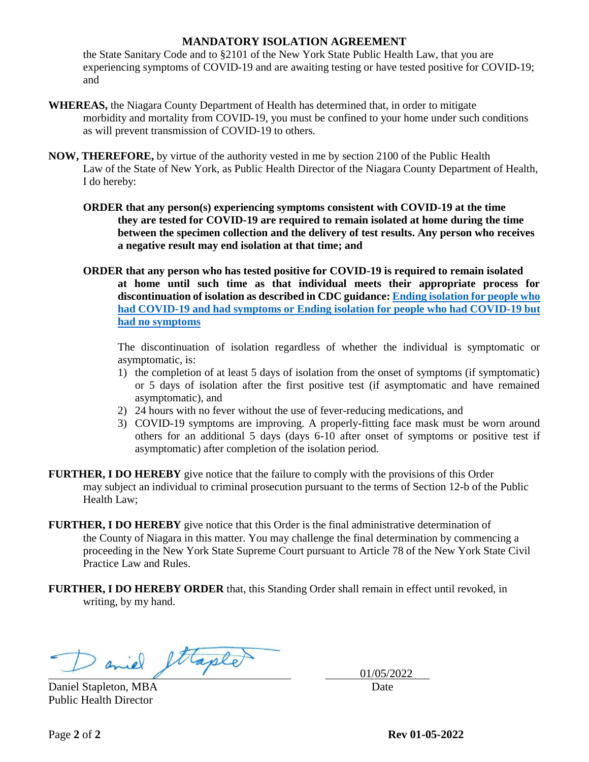# MANDATORY ISOLATION AGREEMENT

the State Sanitary Code and to §2101 of the New York State Public Health Law, that you are experiencing symptoms of COVID-19 and are awaiting testing or have tested positive for COVID-19; and

**WHEREAS,** the Niagara County Department of Health has determined that, in order to mitigate morbidity and mortality from COVID-19, you must be confined to your home under such conditions as will prevent transmission of COVID-19 to others.

**NOW, THEREFORE,** by virtue of the authority vested in me by section 2100 of the Public Health Law of the State of New York, as Public Health Director of the Niagara County Department of Health, I do hereby:

**ORDER that any person(s) experiencing symptoms consistent with COVID-19 at the time they are tested for COVID-19 are required to remain isolated at home during the time between the specimen collection and the delivery of test results. Any person who receives a negative result may end isolation at that time; and**

**ORDER that any person who has tested positive for COVID-19 is required to remain isolated at home until such time as that individual meets their appropriate process for discontinuation of isolation as described in CDC guidance: Ending isolation for people who had COVID-19 and had symptoms or Ending isolation for people who had COVID-19 but had no symptoms**

The discontinuation of isolation regardless of whether the individual is symptomatic or asymptomatic, is:

1) the completion of at least 5 days of isolation from the onset of symptoms (if symptomatic) or 5 days of isolation after the first positive test (if asymptomatic and have remained asymptomatic), and
2) 24 hours with no fever without the use of fever-reducing medications, and
3) COVID-19 symptoms are improving. A properly-fitting face mask must be worn around others for an additional 5 days (days 6-10 after onset of symptoms or positive test if asymptomatic) after completion of the isolation period.

**FURTHER, I DO HEREBY** give notice that the failure to comply with the provisions of this Order may subject an individual to criminal prosecution pursuant to the terms of Section 12-b of the Public Health Law;

**FURTHER, I DO HEREBY** give notice that this Order is the final administrative determination of the County of Niagara in this matter. You may challenge the final determination by commencing a proceeding in the New York State Supreme Court pursuant to Article 78 of the New York State Civil Practice Law and Rules.

**FURTHER, I DO HEREBY ORDER** that, this Standing Order shall remain in effect until revoked, in writing, by my hand.

Daniel Stapleton (signature)

Daniel Stapleton, MBA
Public Health Director

01/05/2022
Date

Rev 01-05-2022